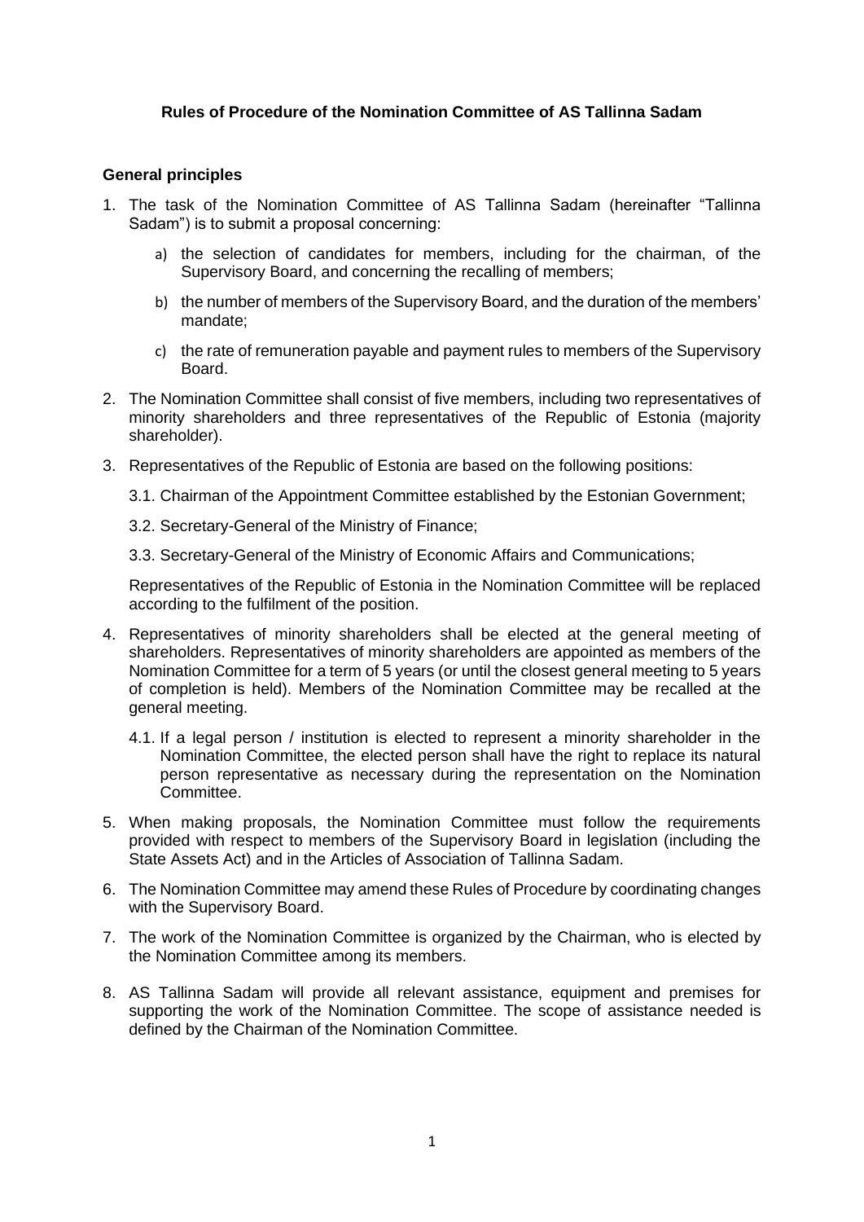# Rules of Procedure of the Nomination Committee of AS Tallinna Sadam

## General principles

1. The task of the Nomination Committee of AS Tallinna Sadam (hereinafter "Tallinna Sadam") is to submit a proposal concerning:
   a) the selection of candidates for members, including for the chairman, of the Supervisory Board, and concerning the recalling of members;
   b) the number of members of the Supervisory Board, and the duration of the members' mandate;
   c) the rate of remuneration payable and payment rules to members of the Supervisory Board.
2. The Nomination Committee shall consist of five members, including two representatives of minority shareholders and three representatives of the Republic of Estonia (majority shareholder).
3. Representatives of the Republic of Estonia are based on the following positions:

   3.1. Chairman of the Appointment Committee established by the Estonian Government;

   3.2. Secretary-General of the Ministry of Finance;

   3.3. Secretary-General of the Ministry of Economic Affairs and Communications;

   Representatives of the Republic of Estonia in the Nomination Committee will be replaced according to the fulfilment of the position.
4. Representatives of minority shareholders shall be elected at the general meeting of shareholders. Representatives of minority shareholders are appointed as members of the Nomination Committee for a term of 5 years (or until the closest general meeting to 5 years of completion is held). Members of the Nomination Committee may be recalled at the general meeting.

   4.1. If a legal person / institution is elected to represent a minority shareholder in the Nomination Committee, the elected person shall have the right to replace its natural person representative as necessary during the representation on the Nomination Committee.
5. When making proposals, the Nomination Committee must follow the requirements provided with respect to members of the Supervisory Board in legislation (including the State Assets Act) and in the Articles of Association of Tallinna Sadam.
6. The Nomination Committee may amend these Rules of Procedure by coordinating changes with the Supervisory Board.
7. The work of the Nomination Committee is organized by the Chairman, who is elected by the Nomination Committee among its members.
8. AS Tallinna Sadam will provide all relevant assistance, equipment and premises for supporting the work of the Nomination Committee. The scope of assistance needed is defined by the Chairman of the Nomination Committee.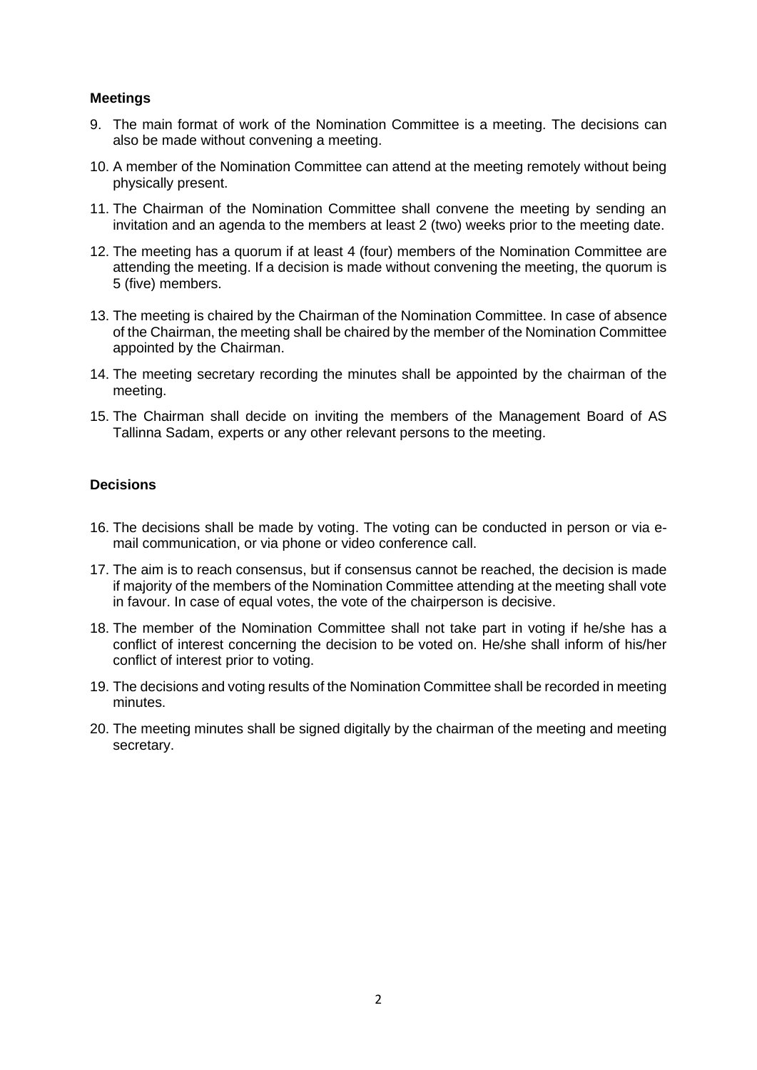**Meetings**

9. The main format of work of the Nomination Committee is a meeting. The decisions can also be made without convening a meeting.
10. A member of the Nomination Committee can attend at the meeting remotely without being physically present.
11. The Chairman of the Nomination Committee shall convene the meeting by sending an invitation and an agenda to the members at least 2 (two) weeks prior to the meeting date.
12. The meeting has a quorum if at least 4 (four) members of the Nomination Committee are attending the meeting. If a decision is made without convening the meeting, the quorum is 5 (five) members.
13. The meeting is chaired by the Chairman of the Nomination Committee. In case of absence of the Chairman, the meeting shall be chaired by the member of the Nomination Committee appointed by the Chairman.
14. The meeting secretary recording the minutes shall be appointed by the chairman of the meeting.
15. The Chairman shall decide on inviting the members of the Management Board of AS Tallinna Sadam, experts or any other relevant persons to the meeting.

**Decisions**

16. The decisions shall be made by voting. The voting can be conducted in person or via e-mail communication, or via phone or video conference call.
17. The aim is to reach consensus, but if consensus cannot be reached, the decision is made if majority of the members of the Nomination Committee attending at the meeting shall vote in favour. In case of equal votes, the vote of the chairperson is decisive.
18. The member of the Nomination Committee shall not take part in voting if he/she has a conflict of interest concerning the decision to be voted on. He/she shall inform of his/her conflict of interest prior to voting.
19. The decisions and voting results of the Nomination Committee shall be recorded in meeting minutes.
20. The meeting minutes shall be signed digitally by the chairman of the meeting and meeting secretary.